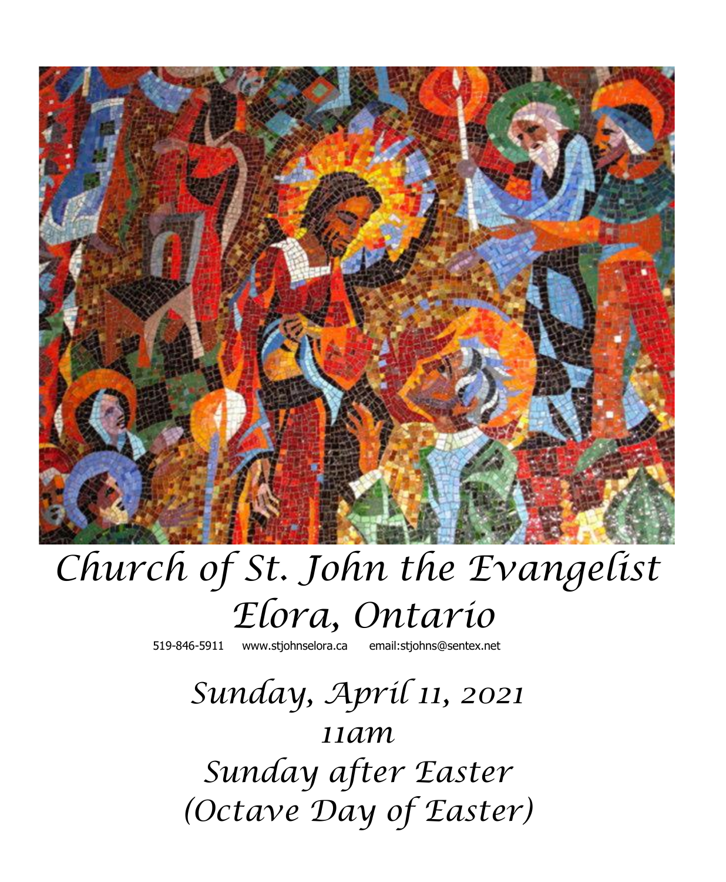# Church of St. John the Evangelist
# Elora, Ontario

519-846-5911 www.stjohnselora.ca email:stjohns@sentex.net

## Sunday, April 11, 2021
## 11am
## Sunday after Easter
## (Octave Day of Easter)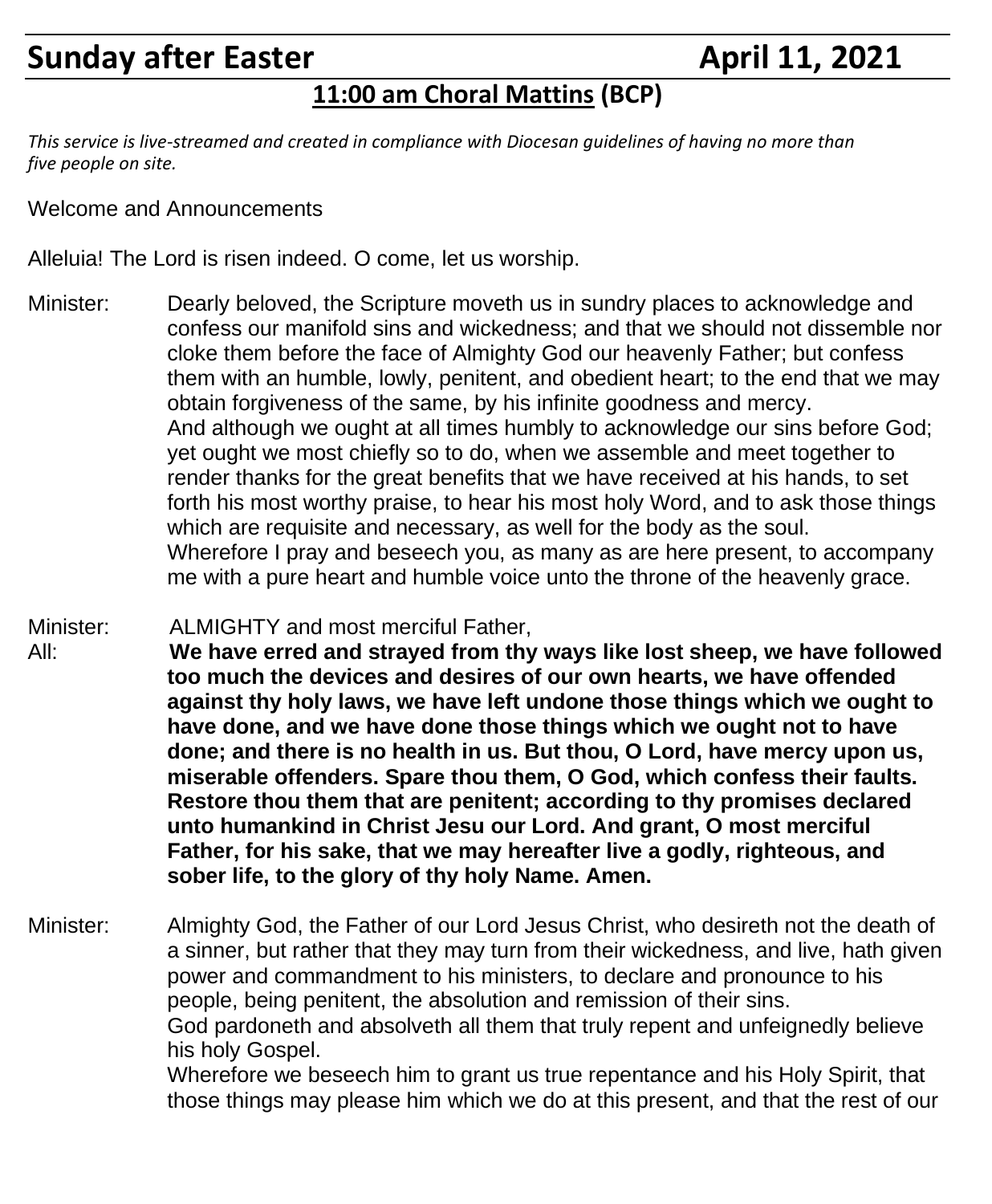# Sunday after Easter April 11, 2021

## 11:00 am Choral Mattins (BCP)

*This service is live-streamed and created in compliance with Diocesan guidelines of having no more than five people on site.*

Welcome and Announcements

Alleluia! The Lord is risen indeed. O come, let us worship.

Minister: Dearly beloved, the Scripture moveth us in sundry places to acknowledge and confess our manifold sins and wickedness; and that we should not dissemble nor cloke them before the face of Almighty God our heavenly Father; but confess them with an humble, lowly, penitent, and obedient heart; to the end that we may obtain forgiveness of the same, by his infinite goodness and mercy.
And although we ought at all times humbly to acknowledge our sins before God; yet ought we most chiefly so to do, when we assemble and meet together to render thanks for the great benefits that we have received at his hands, to set forth his most worthy praise, to hear his most holy Word, and to ask those things which are requisite and necessary, as well for the body as the soul.
Wherefore I pray and beseech you, as many as are here present, to accompany me with a pure heart and humble voice unto the throne of the heavenly grace.

Minister: ALMIGHTY and most merciful Father,

All: **We have erred and strayed from thy ways like lost sheep, we have followed too much the devices and desires of our own hearts, we have offended against thy holy laws, we have left undone those things which we ought to have done, and we have done those things which we ought not to have done; and there is no health in us. But thou, O Lord, have mercy upon us, miserable offenders. Spare thou them, O God, which confess their faults. Restore thou them that are penitent; according to thy promises declared unto humankind in Christ Jesu our Lord. And grant, O most merciful Father, for his sake, that we may hereafter live a godly, righteous, and sober life, to the glory of thy holy Name. Amen.**

Minister: Almighty God, the Father of our Lord Jesus Christ, who desireth not the death of a sinner, but rather that they may turn from their wickedness, and live, hath given power and commandment to his ministers, to declare and pronounce to his people, being penitent, the absolution and remission of their sins.
God pardoneth and absolveth all them that truly repent and unfeignedly believe his holy Gospel.
Wherefore we beseech him to grant us true repentance and his Holy Spirit, that those things may please him which we do at this present, and that the rest of our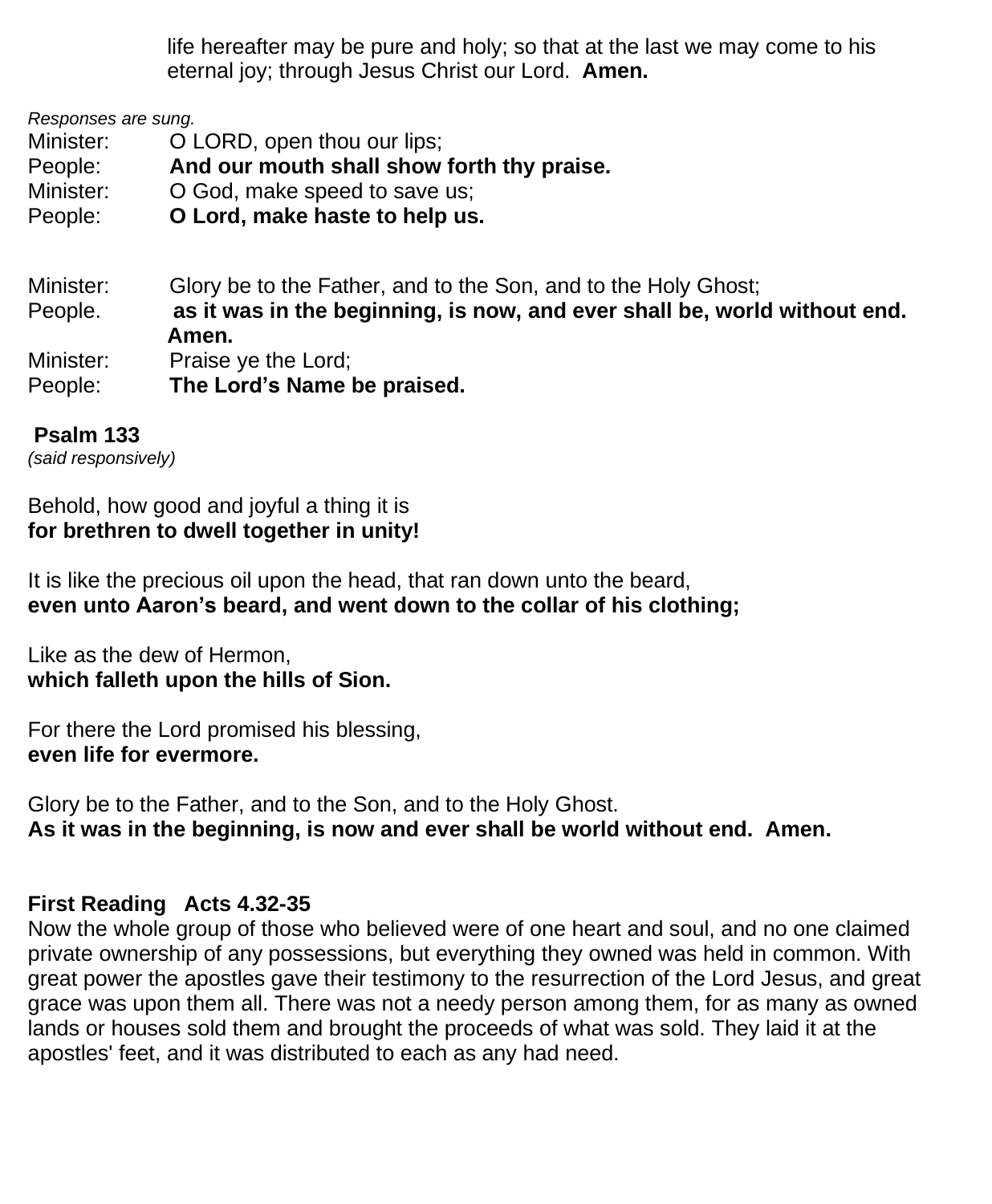life hereafter may be pure and holy; so that at the last we may come to his eternal joy; through Jesus Christ our Lord. **Amen.**

*Responses are sung.*

Minister: O LORD, open thou our lips;
People: **And our mouth shall show forth thy praise.**
Minister: O God, make speed to save us;
People: **O Lord, make haste to help us.**

Minister: Glory be to the Father, and to the Son, and to the Holy Ghost;
People. **as it was in the beginning, is now, and ever shall be, world without end. Amen.**
Minister: Praise ye the Lord;
People: **The Lord's Name be praised.**

**Psalm 133**
*(said responsively)*

Behold, how good and joyful a thing it is
**for brethren to dwell together in unity!**

It is like the precious oil upon the head, that ran down unto the beard,
**even unto Aaron's beard, and went down to the collar of his clothing;**

Like as the dew of Hermon,
**which falleth upon the hills of Sion.**

For there the Lord promised his blessing,
**even life for evermore.**

Glory be to the Father, and to the Son, and to the Holy Ghost.
**As it was in the beginning, is now and ever shall be world without end. Amen.**

**First Reading Acts 4.32-35**
Now the whole group of those who believed were of one heart and soul, and no one claimed private ownership of any possessions, but everything they owned was held in common. With great power the apostles gave their testimony to the resurrection of the Lord Jesus, and great grace was upon them all. There was not a needy person among them, for as many as owned lands or houses sold them and brought the proceeds of what was sold. They laid it at the apostles' feet, and it was distributed to each as any had need.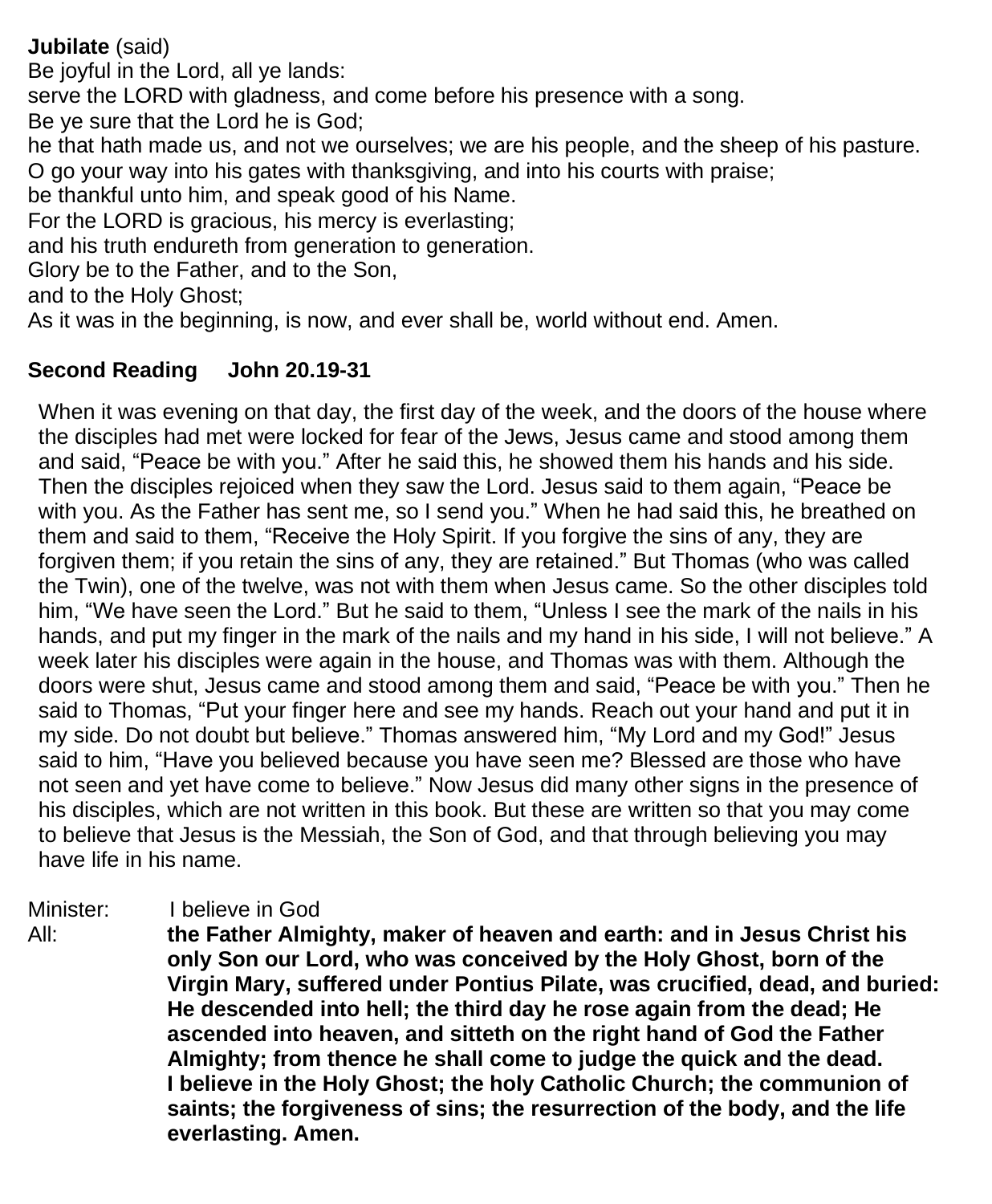**Jubilate** (said)
Be joyful in the Lord, all ye lands:
serve the LORD with gladness, and come before his presence with a song.
Be ye sure that the Lord he is God;
he that hath made us, and not we ourselves; we are his people, and the sheep of his pasture.
O go your way into his gates with thanksgiving, and into his courts with praise;
be thankful unto him, and speak good of his Name.
For the LORD is gracious, his mercy is everlasting;
and his truth endureth from generation to generation.
Glory be to the Father, and to the Son,
and to the Holy Ghost;
As it was in the beginning, is now, and ever shall be, world without end. Amen.

**Second Reading John 20.19-31**

When it was evening on that day, the first day of the week, and the doors of the house where the disciples had met were locked for fear of the Jews, Jesus came and stood among them and said, "Peace be with you." After he said this, he showed them his hands and his side. Then the disciples rejoiced when they saw the Lord. Jesus said to them again, "Peace be with you. As the Father has sent me, so I send you." When he had said this, he breathed on them and said to them, "Receive the Holy Spirit. If you forgive the sins of any, they are forgiven them; if you retain the sins of any, they are retained." But Thomas (who was called the Twin), one of the twelve, was not with them when Jesus came. So the other disciples told him, "We have seen the Lord." But he said to them, "Unless I see the mark of the nails in his hands, and put my finger in the mark of the nails and my hand in his side, I will not believe." A week later his disciples were again in the house, and Thomas was with them. Although the doors were shut, Jesus came and stood among them and said, "Peace be with you." Then he said to Thomas, "Put your finger here and see my hands. Reach out your hand and put it in my side. Do not doubt but believe." Thomas answered him, "My Lord and my God!" Jesus said to him, "Have you believed because you have seen me? Blessed are those who have not seen and yet have come to believe." Now Jesus did many other signs in the presence of his disciples, which are not written in this book. But these are written so that you may come to believe that Jesus is the Messiah, the Son of God, and that through believing you may have life in his name.

Minister: I believe in God
All: **the Father Almighty, maker of heaven and earth: and in Jesus Christ his only Son our Lord, who was conceived by the Holy Ghost, born of the Virgin Mary, suffered under Pontius Pilate, was crucified, dead, and buried: He descended into hell; the third day he rose again from the dead; He ascended into heaven, and sitteth on the right hand of God the Father Almighty; from thence he shall come to judge the quick and the dead. I believe in the Holy Ghost; the holy Catholic Church; the communion of saints; the forgiveness of sins; the resurrection of the body, and the life everlasting. Amen.**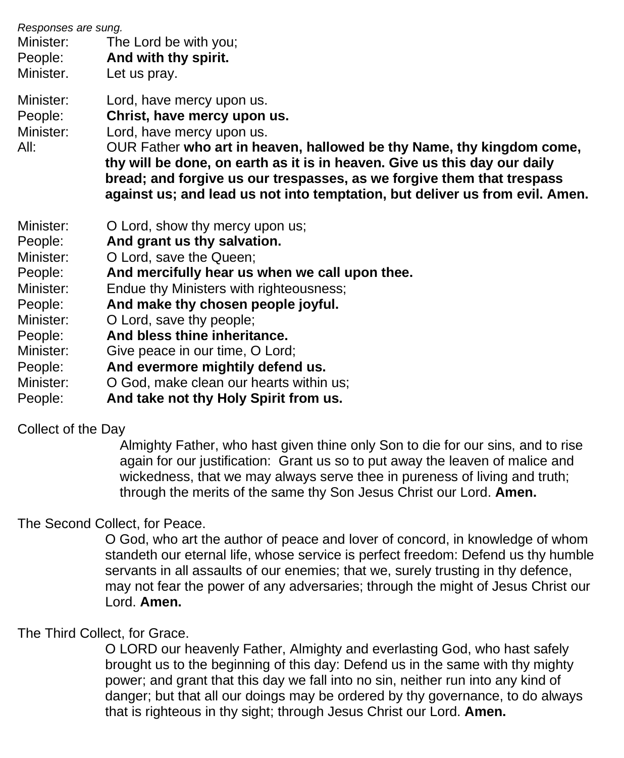*Responses are sung.*

Minister: The Lord be with you;
People: **And with thy spirit.**
Minister. Let us pray.

Minister: Lord, have mercy upon us.
People: **Christ, have mercy upon us.**
Minister: Lord, have mercy upon us.
All: OUR Father **who art in heaven, hallowed be thy Name, thy kingdom come, thy will be done, on earth as it is in heaven. Give us this day our daily bread; and forgive us our trespasses, as we forgive them that trespass against us; and lead us not into temptation, but deliver us from evil. Amen.**

Minister: O Lord, show thy mercy upon us;
People: **And grant us thy salvation.**
Minister: O Lord, save the Queen;
People: **And mercifully hear us when we call upon thee.**
Minister: Endue thy Ministers with righteousness;
People: **And make thy chosen people joyful.**
Minister: O Lord, save thy people;
People: **And bless thine inheritance.**
Minister: Give peace in our time, O Lord;
People: **And evermore mightily defend us.**
Minister: O God, make clean our hearts within us;
People: **And take not thy Holy Spirit from us.**

Collect of the Day

Almighty Father, who hast given thine only Son to die for our sins, and to rise again for our justification: Grant us so to put away the leaven of malice and wickedness, that we may always serve thee in pureness of living and truth; through the merits of the same thy Son Jesus Christ our Lord. **Amen.**

The Second Collect, for Peace.

O God, who art the author of peace and lover of concord, in knowledge of whom standeth our eternal life, whose service is perfect freedom: Defend us thy humble servants in all assaults of our enemies; that we, surely trusting in thy defence, may not fear the power of any adversaries; through the might of Jesus Christ our Lord. **Amen.**

The Third Collect, for Grace.

O LORD our heavenly Father, Almighty and everlasting God, who hast safely brought us to the beginning of this day: Defend us in the same with thy mighty power; and grant that this day we fall into no sin, neither run into any kind of danger; but that all our doings may be ordered by thy governance, to do always that is righteous in thy sight; through Jesus Christ our Lord. **Amen.**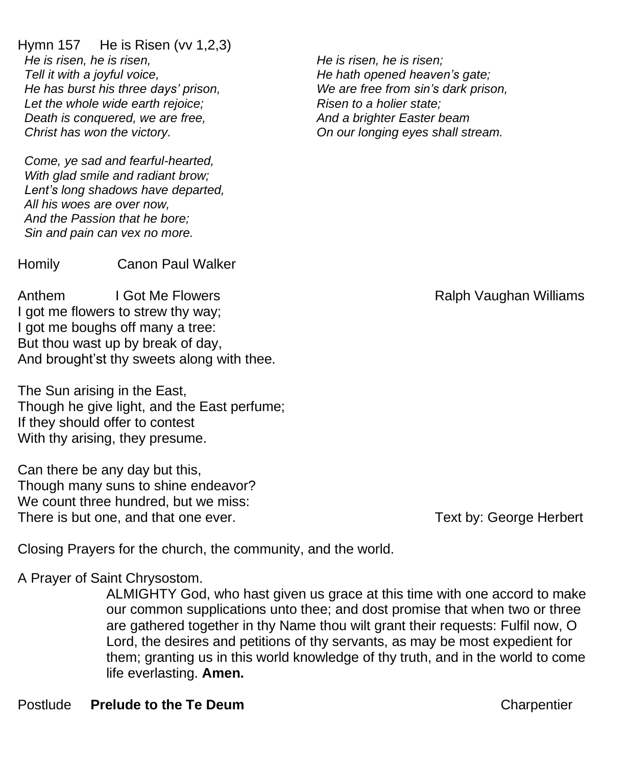Hymn 157 He is Risen (vv 1,2,3)

*He is risen, he is risen,*
*Tell it with a joyful voice,*
*He has burst his three days' prison,*
*Let the whole wide earth rejoice;*
*Death is conquered, we are free,*
*Christ has won the victory.*

*Come, ye sad and fearful-hearted,*
*With glad smile and radiant brow;*
*Lent's long shadows have departed,*
*All his woes are over now,*
*And the Passion that he bore;*
*Sin and pain can vex no more.*

*He is risen, he is risen;*
*He hath opened heaven's gate;*
*We are free from sin's dark prison,*
*Risen to a holier state;*
*And a brighter Easter beam*
*On our longing eyes shall stream.*

Homily Canon Paul Walker

Anthem I Got Me Flowers Ralph Vaughan Williams

I got me flowers to strew thy way;
I got me boughs off many a tree:
But thou wast up by break of day,
And brought'st thy sweets along with thee.

The Sun arising in the East,
Though he give light, and the East perfume;
If they should offer to contest
With thy arising, they presume.

Can there be any day but this,
Though many suns to shine endeavor?
We count three hundred, but we miss:
There is but one, and that one ever.

Text by: George Herbert

Closing Prayers for the church, the community, and the world.

A Prayer of Saint Chrysostom.

ALMIGHTY God, who hast given us grace at this time with one accord to make our common supplications unto thee; and dost promise that when two or three are gathered together in thy Name thou wilt grant their requests: Fulfil now, O Lord, the desires and petitions of thy servants, as may be most expedient for them; granting us in this world knowledge of thy truth, and in the world to come life everlasting. **Amen.**

Postlude **Prelude to the Te Deum** Charpentier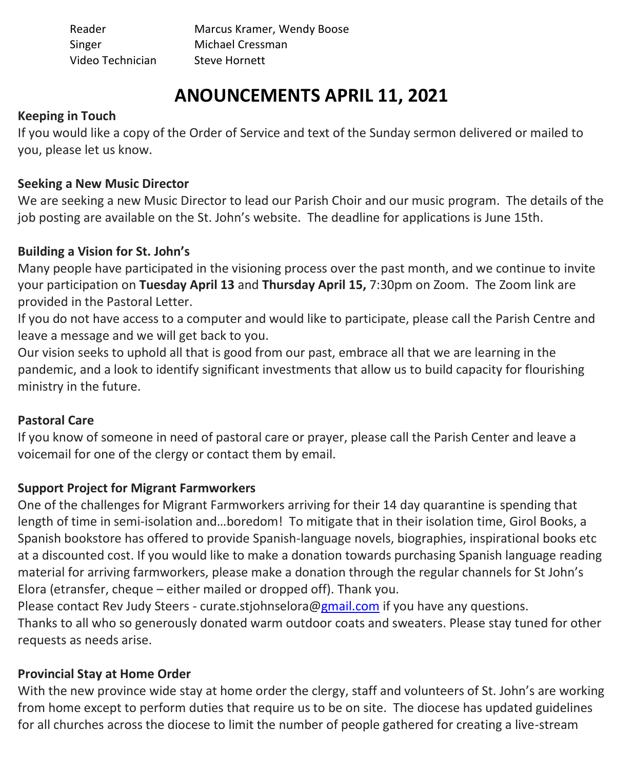| | |
|---|---|
| Reader | Marcus Kramer, Wendy Boose |
| Singer | Michael Cressman |
| Video Technician | Steve Hornett |

# ANOUNCEMENTS APRIL 11, 2021

**Keeping in Touch**

If you would like a copy of the Order of Service and text of the Sunday sermon delivered or mailed to you, please let us know.

**Seeking a New Music Director**

We are seeking a new Music Director to lead our Parish Choir and our music program. The details of the job posting are available on the St. John's website. The deadline for applications is June 15th.

**Building a Vision for St. John's**

Many people have participated in the visioning process over the past month, and we continue to invite your participation on **Tuesday April 13** and **Thursday April 15,** 7:30pm on Zoom. The Zoom link are provided in the Pastoral Letter.

If you do not have access to a computer and would like to participate, please call the Parish Centre and leave a message and we will get back to you.

Our vision seeks to uphold all that is good from our past, embrace all that we are learning in the pandemic, and a look to identify significant investments that allow us to build capacity for flourishing ministry in the future.

**Pastoral Care**

If you know of someone in need of pastoral care or prayer, please call the Parish Center and leave a voicemail for one of the clergy or contact them by email.

**Support Project for Migrant Farmworkers**

One of the challenges for Migrant Farmworkers arriving for their 14 day quarantine is spending that length of time in semi-isolation and…boredom! To mitigate that in their isolation time, Girol Books, a Spanish bookstore has offered to provide Spanish-language novels, biographies, inspirational books etc at a discounted cost. If you would like to make a donation towards purchasing Spanish language reading material for arriving farmworkers, please make a donation through the regular channels for St John's Elora (etransfer, cheque – either mailed or dropped off). Thank you.

Please contact Rev Judy Steers - curate.stjohnselora@gmail.com if you have any questions.

Thanks to all who so generously donated warm outdoor coats and sweaters. Please stay tuned for other requests as needs arise.

**Provincial Stay at Home Order**

With the new province wide stay at home order the clergy, staff and volunteers of St. John's are working from home except to perform duties that require us to be on site. The diocese has updated guidelines for all churches across the diocese to limit the number of people gathered for creating a live-stream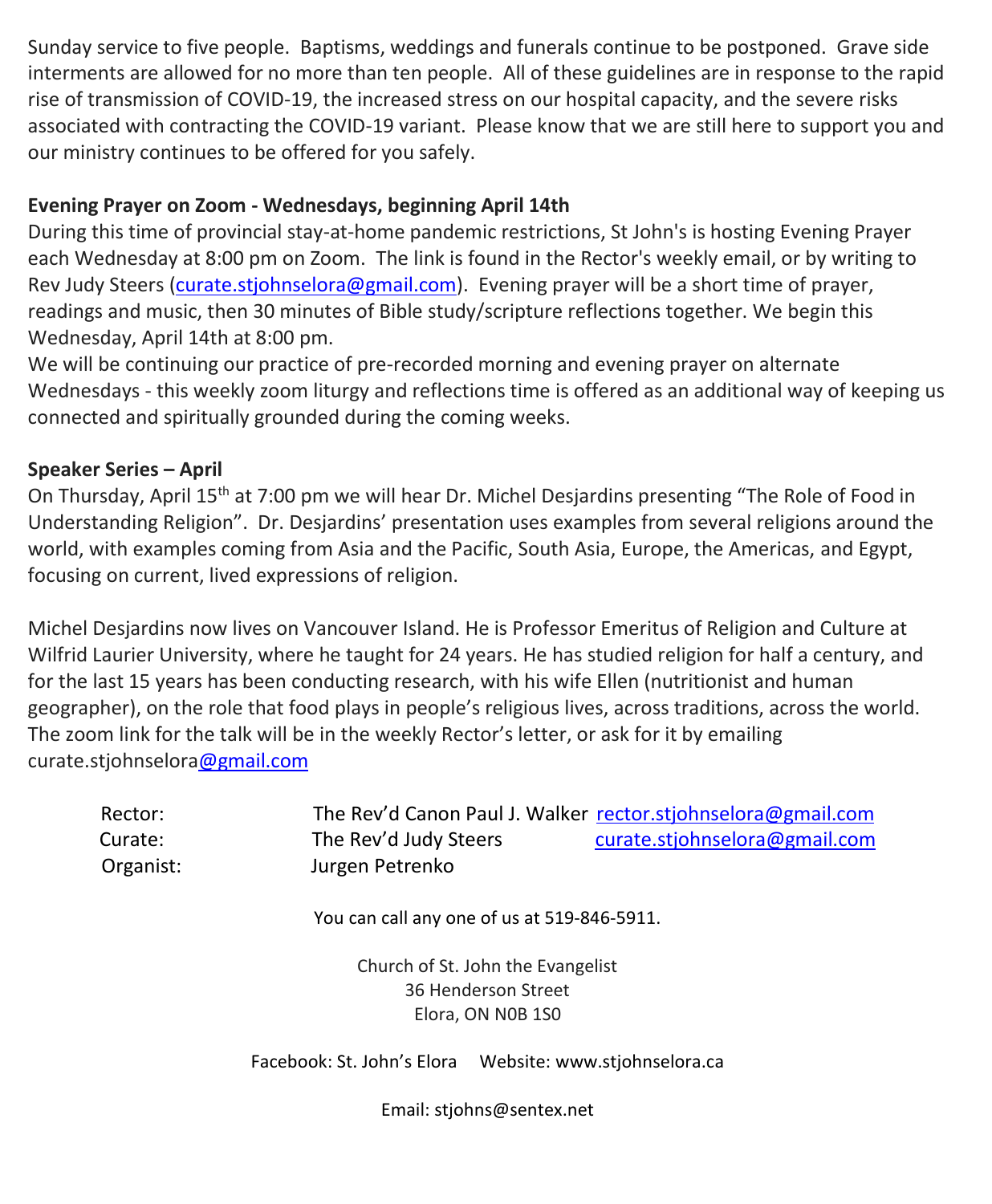Sunday service to five people. Baptisms, weddings and funerals continue to be postponed. Grave side interments are allowed for no more than ten people. All of these guidelines are in response to the rapid rise of transmission of COVID-19, the increased stress on our hospital capacity, and the severe risks associated with contracting the COVID-19 variant. Please know that we are still here to support you and our ministry continues to be offered for you safely.

**Evening Prayer on Zoom - Wednesdays, beginning April 14th**

During this time of provincial stay-at-home pandemic restrictions, St John's is hosting Evening Prayer each Wednesday at 8:00 pm on Zoom. The link is found in the Rector's weekly email, or by writing to Rev Judy Steers (curate.stjohnselora@gmail.com). Evening prayer will be a short time of prayer, readings and music, then 30 minutes of Bible study/scripture reflections together. We begin this Wednesday, April 14th at 8:00 pm.

We will be continuing our practice of pre-recorded morning and evening prayer on alternate Wednesdays - this weekly zoom liturgy and reflections time is offered as an additional way of keeping us connected and spiritually grounded during the coming weeks.

**Speaker Series – April**

On Thursday, April 15th at 7:00 pm we will hear Dr. Michel Desjardins presenting "The Role of Food in Understanding Religion". Dr. Desjardins' presentation uses examples from several religions around the world, with examples coming from Asia and the Pacific, South Asia, Europe, the Americas, and Egypt, focusing on current, lived expressions of religion.

Michel Desjardins now lives on Vancouver Island. He is Professor Emeritus of Religion and Culture at Wilfrid Laurier University, where he taught for 24 years. He has studied religion for half a century, and for the last 15 years has been conducting research, with his wife Ellen (nutritionist and human geographer), on the role that food plays in people's religious lives, across traditions, across the world. The zoom link for the talk will be in the weekly Rector's letter, or ask for it by emailing curate.stjohnselora@gmail.com

| | | |
|---|---|---|
| Rector: | The Rev'd Canon Paul J. Walker | rector.stjohnselora@gmail.com |
| Curate: | The Rev'd Judy Steers | curate.stjohnselora@gmail.com |
| Organist: | Jurgen Petrenko | |

You can call any one of us at 519-846-5911.

Church of St. John the Evangelist
36 Henderson Street
Elora, ON N0B 1S0

Facebook: St. John's Elora     Website: www.stjohnselora.ca

Email: stjohns@sentex.net